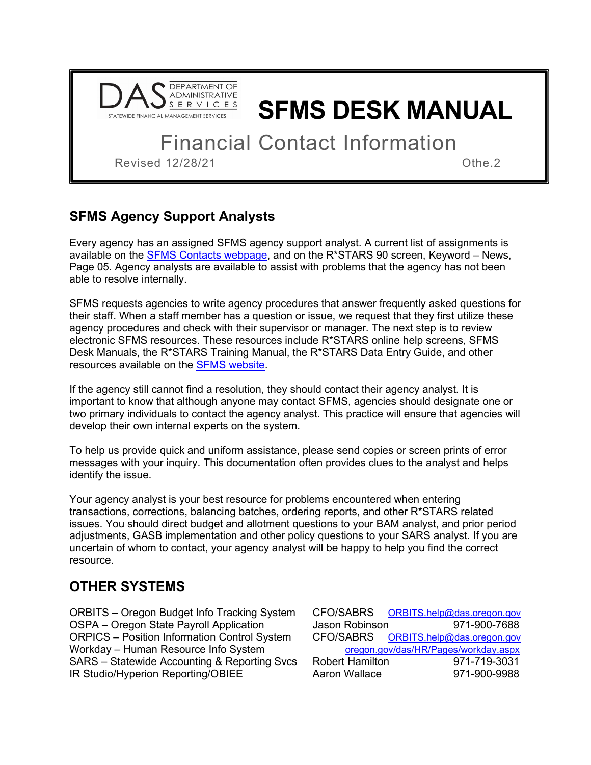DAS DEPARTMENT OF ADMINISTRATIVE SERVICES
STATEWIDE FINANCIAL MANAGEMENT SERVICES

# SFMS DESK MANUAL

## Financial Contact Information

Revised 12/28/21 Othe.2

## SFMS Agency Support Analysts

Every agency has an assigned SFMS agency support analyst. A current list of assignments is available on the [SFMS Contacts webpage](), and on the R*STARS 90 screen, Keyword – News, Page 05. Agency analysts are available to assist with problems that the agency has not been able to resolve internally.

SFMS requests agencies to write agency procedures that answer frequently asked questions for their staff. When a staff member has a question or issue, we request that they first utilize these agency procedures and check with their supervisor or manager. The next step is to review electronic SFMS resources. These resources include R*STARS online help screens, SFMS Desk Manuals, the R*STARS Training Manual, the R*STARS Data Entry Guide, and other resources available on the [SFMS website]().

If the agency still cannot find a resolution, they should contact their agency analyst. It is important to know that although anyone may contact SFMS, agencies should designate one or two primary individuals to contact the agency analyst. This practice will ensure that agencies will develop their own internal experts on the system.

To help us provide quick and uniform assistance, please send copies or screen prints of error messages with your inquiry. This documentation often provides clues to the analyst and helps identify the issue.

Your agency analyst is your best resource for problems encountered when entering transactions, corrections, balancing batches, ordering reports, and other R*STARS related issues. You should direct budget and allotment questions to your BAM analyst, and prior period adjustments, GASB implementation and other policy questions to your SARS analyst. If you are uncertain of whom to contact, your agency analyst will be happy to help you find the correct resource.

## OTHER SYSTEMS

| System | Contact | |
|---|---|---|
| ORBITS – Oregon Budget Info Tracking System | CFO/SABRS | ORBITS.help@das.oregon.gov |
| OSPA – Oregon State Payroll Application | Jason Robinson | 971-900-7688 |
| ORPICS – Position Information Control System | CFO/SABRS | ORBITS.help@das.oregon.gov |
| Workday – Human Resource Info System | | oregon.gov/das/HR/Pages/workday.aspx |
| SARS – Statewide Accounting & Reporting Svcs | Robert Hamilton | 971-719-3031 |
| IR Studio/Hyperion Reporting/OBIEE | Aaron Wallace | 971-900-9988 |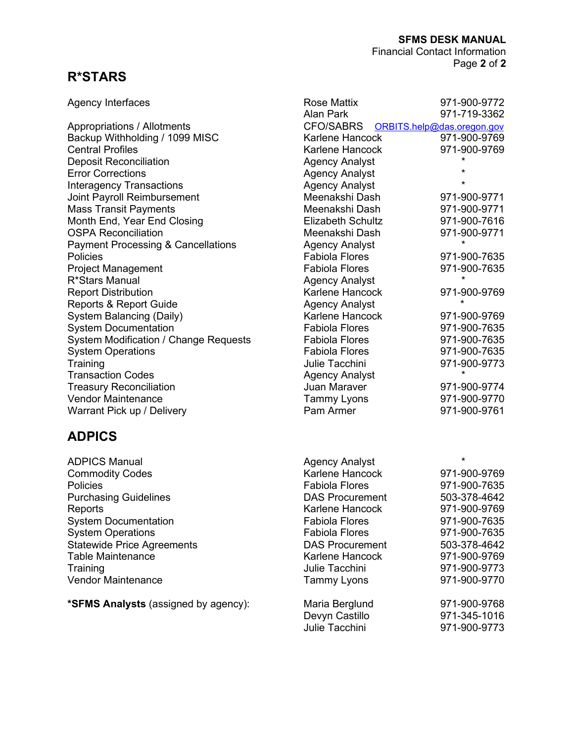## R*STARS

| | | |
|---|---|---|
| Agency Interfaces | Rose Mattix | 971-900-9772 |
| | Alan Park | 971-719-3362 |
| Appropriations / Allotments | CFO/SABRS | ORBITS.help@das.oregon.gov |
| Backup Withholding / 1099 MISC | Karlene Hancock | 971-900-9769 |
| Central Profiles | Karlene Hancock | 971-900-9769 |
| Deposit Reconciliation | Agency Analyst | * |
| Error Corrections | Agency Analyst | * |
| Interagency Transactions | Agency Analyst | * |
| Joint Payroll Reimbursement | Meenakshi Dash | 971-900-9771 |
| Mass Transit Payments | Meenakshi Dash | 971-900-9771 |
| Month End, Year End Closing | Elizabeth Schultz | 971-900-7616 |
| OSPA Reconciliation | Meenakshi Dash | 971-900-9771 |
| Payment Processing & Cancellations | Agency Analyst | * |
| Policies | Fabiola Flores | 971-900-7635 |
| Project Management | Fabiola Flores | 971-900-7635 |
| R*Stars Manual | Agency Analyst | * |
| Report Distribution | Karlene Hancock | 971-900-9769 |
| Reports & Report Guide | Agency Analyst | * |
| System Balancing (Daily) | Karlene Hancock | 971-900-9769 |
| System Documentation | Fabiola Flores | 971-900-7635 |
| System Modification / Change Requests | Fabiola Flores | 971-900-7635 |
| System Operations | Fabiola Flores | 971-900-7635 |
| Training | Julie Tacchini | 971-900-9773 |
| Transaction Codes | Agency Analyst | * |
| Treasury Reconciliation | Juan Maraver | 971-900-9774 |
| Vendor Maintenance | Tammy Lyons | 971-900-9770 |
| Warrant Pick up / Delivery | Pam Armer | 971-900-9761 |

## ADPICS

| | | |
|---|---|---|
| ADPICS Manual | Agency Analyst | * |
| Commodity Codes | Karlene Hancock | 971-900-9769 |
| Policies | Fabiola Flores | 971-900-7635 |
| Purchasing Guidelines | DAS Procurement | 503-378-4642 |
| Reports | Karlene Hancock | 971-900-9769 |
| System Documentation | Fabiola Flores | 971-900-7635 |
| System Operations | Fabiola Flores | 971-900-7635 |
| Statewide Price Agreements | DAS Procurement | 503-378-4642 |
| Table Maintenance | Karlene Hancock | 971-900-9769 |
| Training | Julie Tacchini | 971-900-9773 |
| Vendor Maintenance | Tammy Lyons | 971-900-9770 |

| | | |
|---|---|---|
| ***SFMS Analysts** (assigned by agency): | Maria Berglund | 971-900-9768 |
| | Devyn Castillo | 971-345-1016 |
| | Julie Tacchini | 971-900-9773 |